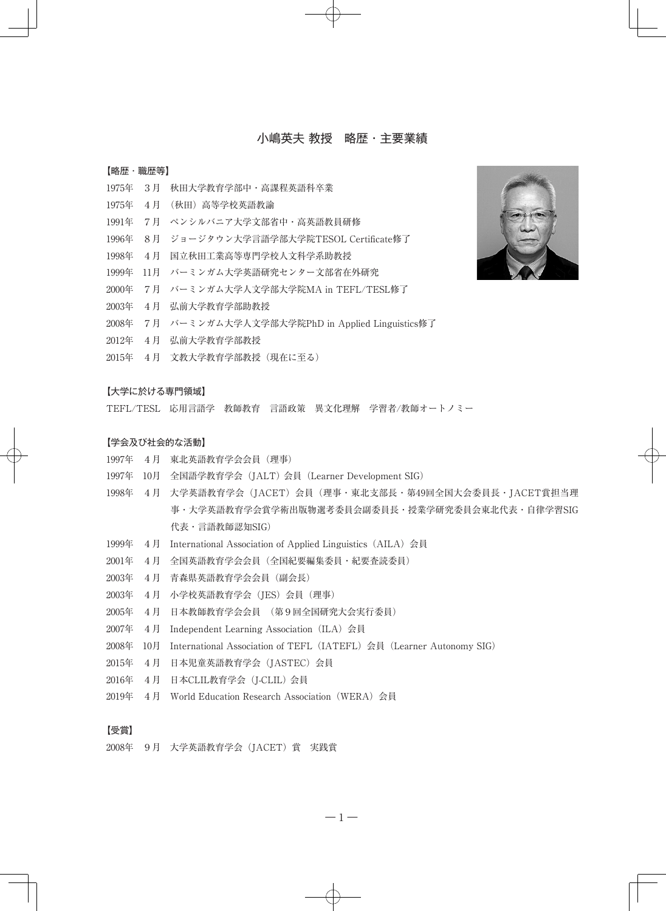# 小嶋英夫 教授　略歴・主要業績

**【略歴・職歴等】**

1975年　３月　秋田大学教育学部中・高課程英語科卒業
1975年　４月　（秋田）高等学校英語教諭
1991年　７月　ペンシルバニア大学文部省中・高英語教員研修
1996年　８月　ジョージタウン大学言語学部大学院TESOL Certificate修了
1998年　４月　国立秋田工業高等専門学校人文科学系助教授
1999年　11月　バーミンガム大学英語研究センター文部省在外研究
2000年　７月　バーミンガム大学人文学部大学院MA in TEFL/TESL修了
2003年　４月　弘前大学教育学部助教授
2008年　７月　バーミンガム大学人文学部大学院PhD in Applied Linguistics修了
2012年　４月　弘前大学教育学部教授
2015年　４月　文教大学教育学部教授（現在に至る）

**【大学に於ける専門領域】**

TEFL/TESL　応用言語学　教師教育　言語政策　異文化理解　学習者/教師オートノミー

**【学会及び社会的な活動】**

1997年　４月　東北英語教育学会会員（理事）
1997年　10月　全国語学教育学会（JALT）会員（Learner Development SIG）
1998年　４月　大学英語教育学会（JACET）会員（理事・東北支部長・第49回全国大会委員長・JACET賞担当理事・大学英語教育学会賞学術出版物選考委員会副委員長・授業学研究委員会東北代表・自律学習SIG代表・言語教師認知SIG）
1999年　４月　International Association of Applied Linguistics（AILA）会員
2001年　４月　全国英語教育学会会員（全国紀要編集委員・紀要査読委員）
2003年　４月　青森県英語教育学会会員（副会長）
2003年　４月　小学校英語教育学会（JES）会員（理事）
2005年　４月　日本教師教育学会会員　（第９回全国研究大会実行委員）
2007年　４月　Independent Learning Association（ILA）会員
2008年　10月　International Association of TEFL（IATEFL）会員（Learner Autonomy SIG）
2015年　４月　日本児童英語教育学会（JASTEC）会員
2016年　４月　日本CLIL教育学会（J-CLIL）会員
2019年　４月　World Education Research Association（WERA）会員

**【受賞】**

2008年　９月　大学英語教育学会（JACET）賞　実践賞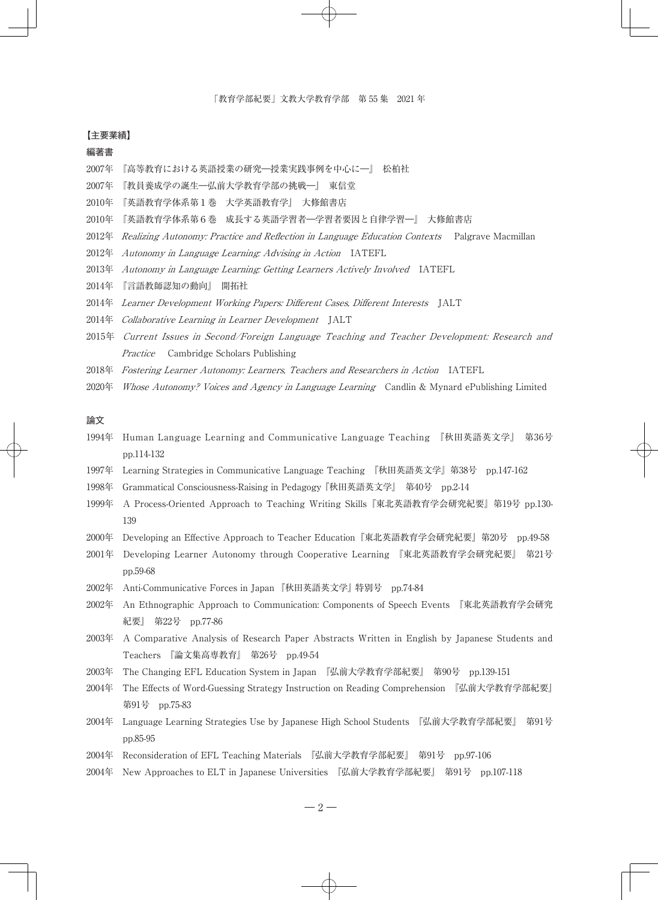**【主要業績】**

**編著書**

2007年　『高等教育における英語授業の研究―授業実践事例を中心に―』　松柏社

2007年　『教員養成学の誕生―弘前大学教育学部の挑戦―』　東信堂

2010年　『英語教育学体系第１巻　大学英語教育学』　大修館書店

2010年　『英語教育学体系第６巻　成長する英語学習者―学習者要因と自律学習―』　大修館書店

2012年　*Realizing Autonomy: Practice and Reflection in Language Education Contexts*　Palgrave Macmillan

2012年　*Autonomy in Language Learning: Advising in Action*　IATEFL

2013年　*Autonomy in Language Learning: Getting Learners Actively Involved*　IATEFL

2014年　『言語教師認知の動向』　開拓社

2014年　*Learner Development Working Papers: Different Cases, Different Interests*　JALT

2014年　*Collaborative Learning in Learner Development*　JALT

2015年　*Current Issues in Second/Foreign Language Teaching and Teacher Development: Research and Practice*　Cambridge Scholars Publishing

2018年　*Fostering Learner Autonomy: Learners, Teachers and Researchers in Action*　IATEFL

2020年　*Whose Autonomy? Voices and Agency in Language Learning*　Candlin & Mynard ePublishing Limited

**論文**

1994年　Human Language Learning and Communicative Language Teaching　『秋田英語英文学』　第36号　pp.114-132

1997年　Learning Strategies in Communicative Language Teaching　『秋田英語英文学』第38号　pp.147-162

1998年　Grammatical Consciousness-Raising in Pedagogy『秋田英語英文学』　第40号　pp.2-14

1999年　A Process-Oriented Approach to Teaching Writing Skills『東北英語教育学会研究紀要』第19号 pp.130-139

2000年　Developing an Effective Approach to Teacher Education『東北英語教育学会研究紀要』第20号　pp.49-58

2001年　Developing Learner Autonomy through Cooperative Learning　『東北英語教育学会研究紀要』　第21号　pp.59-68

2002年　Anti-Communicative Forces in Japan『秋田英語英文学』特別号　pp.74-84

2002年　An Ethnographic Approach to Communication: Components of Speech Events　『東北英語教育学会研究紀要』　第22号　pp.77-86

2003年　A Comparative Analysis of Research Paper Abstracts Written in English by Japanese Students and Teachers　『論文集高専教育』　第26号　pp.49-54

2003年　The Changing EFL Education System in Japan　『弘前大学教育学部紀要』　第90号　pp.139-151

2004年　The Effects of Word-Guessing Strategy Instruction on Reading Comprehension　『弘前大学教育学部紀要』第91号　pp.75-83

2004年　Language Learning Strategies Use by Japanese High School Students　『弘前大学教育学部紀要』　第91号　pp.85-95

2004年　Reconsideration of EFL Teaching Materials　『弘前大学教育学部紀要』　第91号　pp.97-106

2004年　New Approaches to ELT in Japanese Universities　『弘前大学教育学部紀要』　第91号　pp.107-118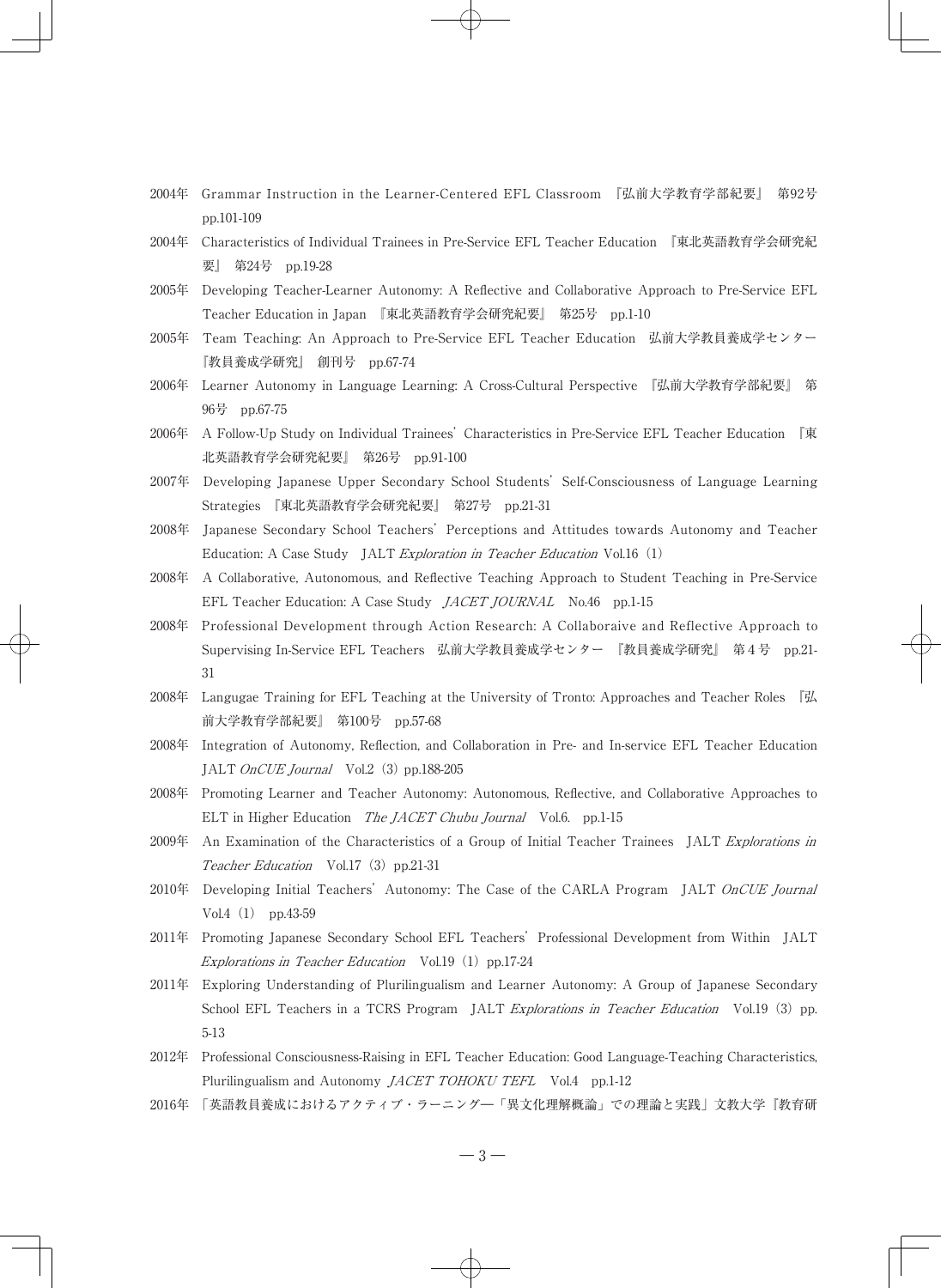2004年　Grammar Instruction in the Learner-Centered EFL Classroom　『弘前大学教育学部紀要』　第92号　pp.101-109

2004年　Characteristics of Individual Trainees in Pre-Service EFL Teacher Education　『東北英語教育学会研究紀要』　第24号　pp.19-28

2005年　Developing Teacher-Learner Autonomy: A Reflective and Collaborative Approach to Pre-Service EFL Teacher Education in Japan　『東北英語教育学会研究紀要』　第25号　pp.1-10

2005年　Team Teaching: An Approach to Pre-Service EFL Teacher Education　弘前大学教員養成学センター『教員養成学研究』　創刊号　pp.67-74

2006年　Learner Autonomy in Language Learning: A Cross-Cultural Perspective　『弘前大学教育学部紀要』　第96号　pp.67-75

2006年　A Follow-Up Study on Individual Trainees' Characteristics in Pre-Service EFL Teacher Education　『東北英語教育学会研究紀要』　第26号　pp.91-100

2007年　Developing Japanese Upper Secondary School Students' Self-Consciousness of Language Learning Strategies　『東北英語教育学会研究紀要』　第27号　pp.21-31

2008年　Japanese Secondary School Teachers' Perceptions and Attitudes towards Autonomy and Teacher Education: A Case Study　JALT *Exploration in Teacher Education* Vol.16（1）

2008年　A Collaborative, Autonomous, and Reflective Teaching Approach to Student Teaching in Pre-Service EFL Teacher Education: A Case Study　*JACET JOURNAL*　No.46　pp.1-15

2008年　Professional Development through Action Research: A Collaboraive and Reflective Approach to Supervising In-Service EFL Teachers　弘前大学教員養成学センター　『教員養成学研究』　第４号　pp.21-31

2008年　Langugae Training for EFL Teaching at the University of Tronto: Approaches and Teacher Roles　『弘前大学教育学部紀要』　第100号　pp.57-68

2008年　Integration of Autonomy, Reflection, and Collaboration in Pre- and In-service EFL Teacher Education　JALT *OnCUE Journal*　Vol.2（3）pp.188-205

2008年　Promoting Learner and Teacher Autonomy: Autonomous, Reflective, and Collaborative Approaches to ELT in Higher Education　*The JACET Chubu Journal*　Vol.6.　pp.1-15

2009年　An Examination of the Characteristics of a Group of Initial Teacher Trainees　JALT *Explorations in Teacher Education*　Vol.17（3）pp.21-31

2010年　Developing Initial Teachers' Autonomy: The Case of the CARLA Program　JALT *OnCUE Journal* Vol.4（1）　pp.43-59

2011年　Promoting Japanese Secondary School EFL Teachers' Professional Development from Within　JALT *Explorations in Teacher Education*　Vol.19（1）pp.17-24

2011年　Exploring Understanding of Plurilingualism and Learner Autonomy: A Group of Japanese Secondary School EFL Teachers in a TCRS Program　JALT *Explorations in Teacher Education*　Vol.19（3）pp. 5-13

2012年　Professional Consciousness-Raising in EFL Teacher Education: Good Language-Teaching Characteristics, Plurilingualism and Autonomy　*JACET TOHOKU TEFL*　Vol.4　pp.1-12

2016年　「英語教員養成におけるアクティブ・ラーニング―「異文化理解概論」での理論と実践」文教大学『教育研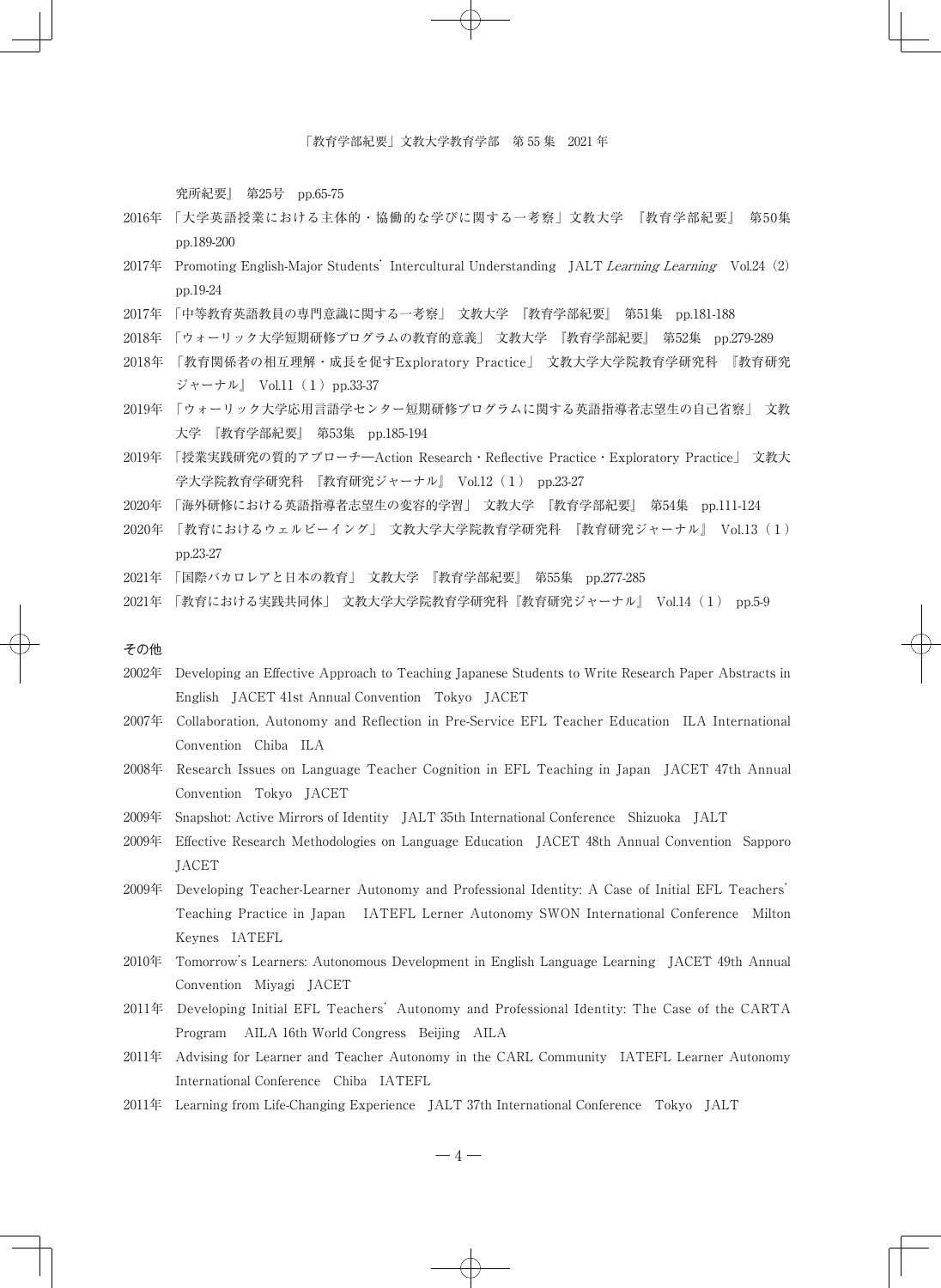究所紀要』 第25号 pp.65-75

2016年 「大学英語授業における主体的・協働的な学びに関する一考察」文教大学 『教育学部紀要』 第50集 pp.189-200

2017年 Promoting English-Major Students' Intercultural Understanding JALT *Learning Learning* Vol.24（2） pp.19-24

2017年 「中等教育英語教員の専門意識に関する一考察」 文教大学 『教育学部紀要』 第51集 pp.181-188

2018年 「ウォーリック大学短期研修プログラムの教育的意義」 文教大学 『教育学部紀要』 第52集 pp.279-289

2018年 「教育関係者の相互理解・成長を促すExploratory Practice」 文教大学大学院教育学研究科 『教育研究ジャーナル』 Vol.11（１）pp.33-37

2019年 「ウォーリック大学応用言語学センター短期研修プログラムに関する英語指導者志望生の自己省察」 文教大学 『教育学部紀要』 第53集 pp.185-194

2019年 「授業実践研究の質的アプローチ―Action Research・Reflective Practice・Exploratory Practice」 文教大学大学院教育学研究科 『教育研究ジャーナル』 Vol.12（１） pp.23-27

2020年 「海外研修における英語指導者志望生の変容的学習」 文教大学 『教育学部紀要』 第54集 pp.111-124

2020年 「教育におけるウェルビーイング」 文教大学大学院教育学研究科 『教育研究ジャーナル』 Vol.13（１） pp.23-27

2021年 「国際バカロレアと日本の教育」 文教大学 『教育学部紀要』 第55集 pp.277-285

2021年 「教育における実践共同体」 文教大学大学院教育学研究科『教育研究ジャーナル』 Vol.14（１） pp.5-9

**その他**

2002年 Developing an Effective Approach to Teaching Japanese Students to Write Research Paper Abstracts in English JACET 41st Annual Convention Tokyo JACET

2007年 Collaboration, Autonomy and Reflection in Pre-Service EFL Teacher Education ILA International Convention Chiba ILA

2008年 Research Issues on Language Teacher Cognition in EFL Teaching in Japan JACET 47th Annual Convention Tokyo JACET

2009年 Snapshot: Active Mirrors of Identity JALT 35th International Conference Shizuoka JALT

2009年 Effective Research Methodologies on Language Education JACET 48th Annual Convention Sapporo JACET

2009年 Developing Teacher-Learner Autonomy and Professional Identity: A Case of Initial EFL Teachers' Teaching Practice in Japan IATEFL Lerner Autonomy SWON International Conference Milton Keynes IATEFL

2010年 Tomorrow's Learners: Autonomous Development in English Language Learning JACET 49th Annual Convention Miyagi JACET

2011年 Developing Initial EFL Teachers' Autonomy and Professional Identity: The Case of the CARTA Program AILA 16th World Congress Beijing AILA

2011年 Advising for Learner and Teacher Autonomy in the CARL Community IATEFL Learner Autonomy International Conference Chiba IATEFL

2011年 Learning from Life-Changing Experience JALT 37th International Conference Tokyo JALT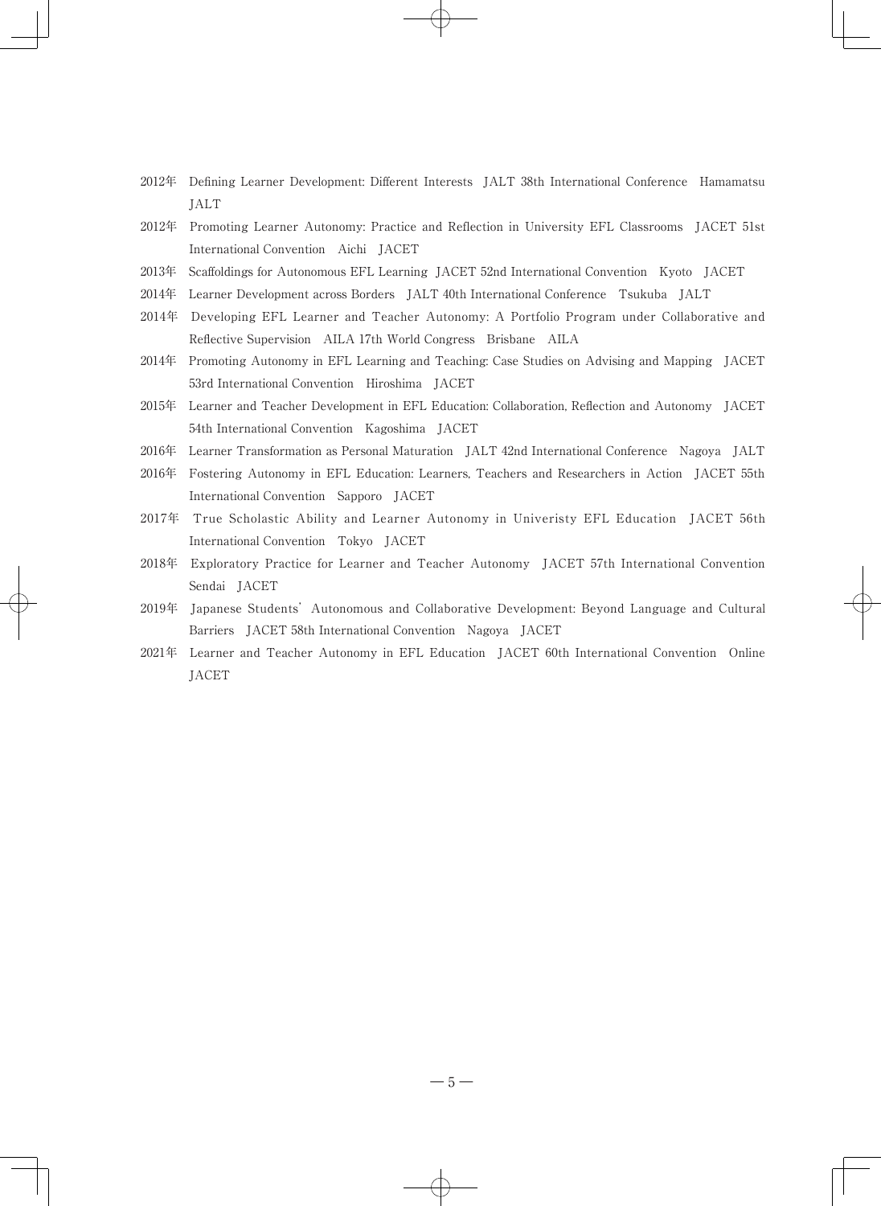2012年　Defining Learner Development: Different Interests　JALT 38th International Conference　Hamamatsu　JALT

2012年　Promoting Learner Autonomy: Practice and Reflection in University EFL Classrooms　JACET 51st International Convention　Aichi　JACET

2013年　Scaffoldings for Autonomous EFL Learning　JACET 52nd International Convention　Kyoto　JACET

2014年　Learner Development across Borders　JALT 40th International Conference　Tsukuba　JALT

2014年　Developing EFL Learner and Teacher Autonomy: A Portfolio Program under Collaborative and Reflective Supervision　AILA 17th World Congress　Brisbane　AILA

2014年　Promoting Autonomy in EFL Learning and Teaching: Case Studies on Advising and Mapping　JACET 53rd International Convention　Hiroshima　JACET

2015年　Learner and Teacher Development in EFL Education: Collaboration, Reflection and Autonomy　JACET 54th International Convention　Kagoshima　JACET

2016年　Learner Transformation as Personal Maturation　JALT 42nd International Conference　Nagoya　JALT

2016年　Fostering Autonomy in EFL Education: Learners, Teachers and Researchers in Action　JACET 55th International Convention　Sapporo　JACET

2017年　True Scholastic Ability and Learner Autonomy in Univeristy EFL Education　JACET 56th International Convention　Tokyo　JACET

2018年　Exploratory Practice for Learner and Teacher Autonomy　JACET 57th International Convention　Sendai　JACET

2019年　Japanese Students' Autonomous and Collaborative Development: Beyond Language and Cultural Barriers　JACET 58th International Convention　Nagoya　JACET

2021年　Learner and Teacher Autonomy in EFL Education　JACET 60th International Convention　Online　JACET